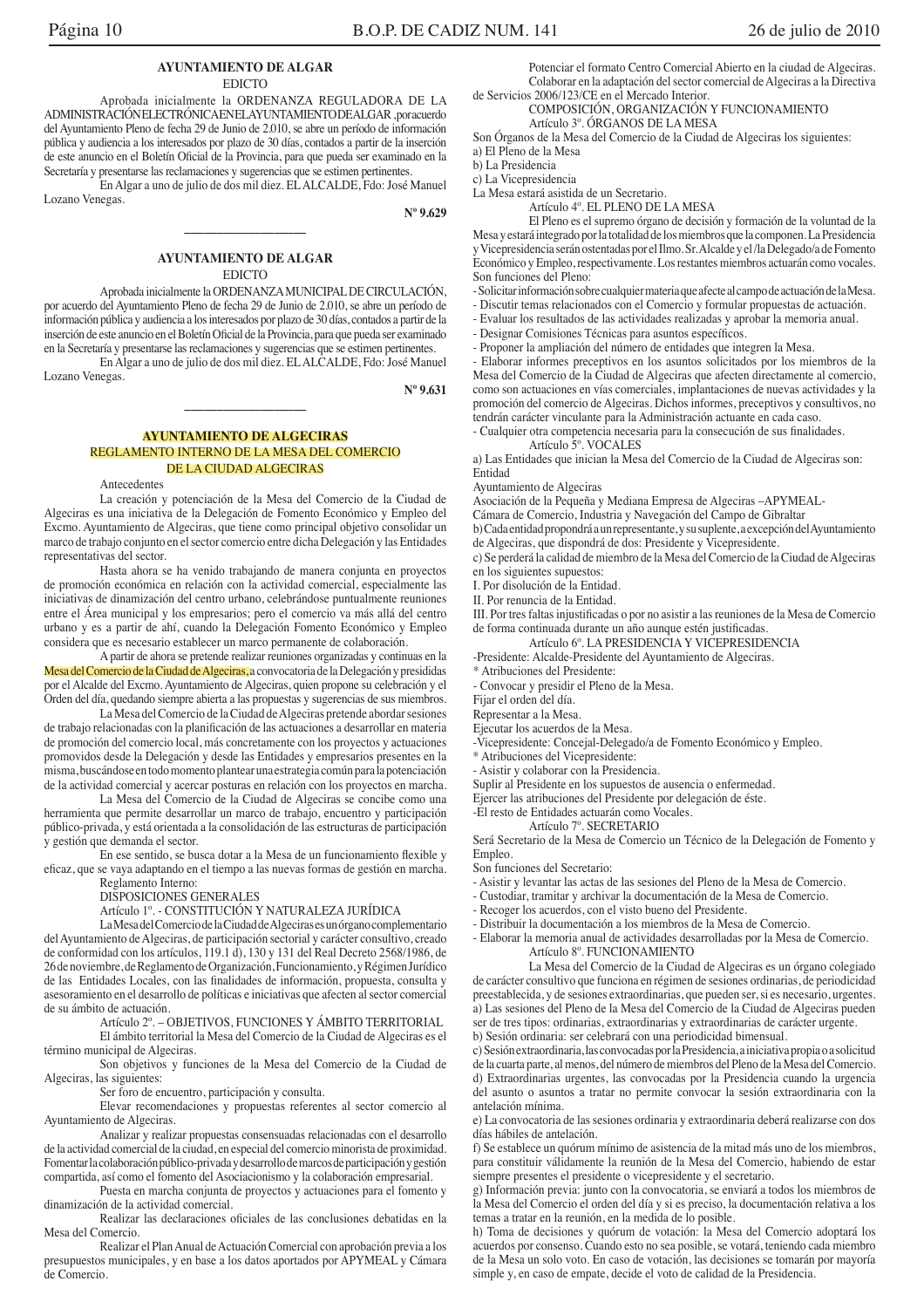## AYUNTAMIENTO DE ALGAR

EDICTO

Aprobada inicialmente la ORDENANZA REGULADORA DE LA ADMINISTRACIÓN ELECTRÓNICA EN EL AYUNTAMIENTO DE ALGAR, por acuerdo del Ayuntamiento Pleno de fecha 29 de Junio de 2.010, se abre un período de información pública y audiencia a los interesados por plazo de 30 días, contados a partir de la inserción de este anuncio en el Boletín Oficial de la Provincia, para que pueda ser examinado en la Secretaría y presentarse las reclamaciones y sugerencias que se estimen pertinentes.

En Algar a uno de julio de dos mil diez. EL ALCALDE, Fdo: José Manuel Lozano Venegas.

**Nº 9.629**

---

## AYUNTAMIENTO DE ALGAR

EDICTO

Aprobada inicialmente la ORDENANZA MUNICIPAL DE CIRCULACIÓN, por acuerdo del Ayuntamiento Pleno de fecha 29 de Junio de 2.010, se abre un período de información pública y audiencia a los interesados por plazo de 30 días, contados a partir de la inserción de este anuncio en el Boletín Oficial de la Provincia, para que pueda ser examinado en la Secretaría y presentarse las reclamaciones y sugerencias que se estimen pertinentes.

En Algar a uno de julio de dos mil diez. EL ALCALDE, Fdo: José Manuel Lozano Venegas.

**Nº 9.631**

---

## AYUNTAMIENTO DE ALGECIRAS

REGLAMENTO INTERNO DE LA MESA DEL COMERCIO DE LA CIUDAD ALGECIRAS

Antecedentes

La creación y potenciación de la Mesa del Comercio de la Ciudad de Algeciras es una iniciativa de la Delegación de Fomento Económico y Empleo del Excmo. Ayuntamiento de Algeciras, que tiene como principal objetivo consolidar un marco de trabajo conjunto en el sector comercio entre dicha Delegación y las Entidades representativas del sector.

Hasta ahora se ha venido trabajando de manera conjunta en proyectos de promoción económica en relación con la actividad comercial, especialmente las iniciativas de dinamización del centro urbano, celebrándose puntualmente reuniones entre el Área municipal y los empresarios; pero el comercio va más allá del centro urbano y es a partir de ahí, cuando la Delegación Fomento Económico y Empleo considera que es necesario establecer un marco permanente de colaboración.

A partir de ahora se pretende realizar reuniones organizadas y continuas en la Mesa del Comercio de la Ciudad de Algeciras, a convocatoria de la Delegación y presididas por el Alcalde del Excmo. Ayuntamiento de Algeciras, quien propone su celebración y el Orden del día, quedando siempre abierta a las propuestas y sugerencias de sus miembros.

La Mesa del Comercio de la Ciudad de Algeciras pretende abordar sesiones de trabajo relacionadas con la planificación de las actuaciones a desarrollar en materia de promoción del comercio local, más concretamente con los proyectos y actuaciones promovidos desde la Delegación y desde las Entidades y empresarios presentes en la misma, buscándose en todo momento plantear una estrategia común para la potenciación de la actividad comercial y acercar posturas en relación con los proyectos en marcha.

La Mesa del Comercio de la Ciudad de Algeciras se concibe como una herramienta que permite desarrollar un marco de trabajo, encuentro y participación público-privada, y está orientada a la consolidación de las estructuras de participación y gestión que demanda el sector.

En ese sentido, se busca dotar a la Mesa de un funcionamiento flexible y eficaz, que se vaya adaptando en el tiempo a las nuevas formas de gestión en marcha.

Reglamento Interno:

DISPOSICIONES GENERALES

Artículo 1º. - CONSTITUCIÓN Y NATURALEZA JURÍDICA

La Mesa del Comercio de la Ciudad de Algeciras es un órgano complementario del Ayuntamiento de Algeciras, de participación sectorial y carácter consultivo, creado de conformidad con los artículos, 119.1 d), 130 y 131 del Real Decreto 2568/1986, de 26 de noviembre, de Reglamento de Organización, Funcionamiento, y Régimen Jurídico de las Entidades Locales, con las finalidades de información, propuesta, consulta y asesoramiento en el desarrollo de políticas e iniciativas que afecten al sector comercial de su ámbito de actuación.

Artículo 2º. – OBJETIVOS, FUNCIONES Y ÁMBITO TERRITORIAL

El ámbito territorial la Mesa del Comercio de la Ciudad de Algeciras es el término municipal de Algeciras.

Son objetivos y funciones de la Mesa del Comercio de la Ciudad de Algeciras, las siguientes:

Ser foro de encuentro, participación y consulta.

Elevar recomendaciones y propuestas referentes al sector comercio al Ayuntamiento de Algeciras.

Analizar y realizar propuestas consensuadas relacionadas con el desarrollo de la actividad comercial de la ciudad, en especial del comercio minorista de proximidad.

Fomentar la colaboración público-privada y desarrollo de marcos de participación y gestión compartida, así como el fomento del Asociacionismo y la colaboración empresarial.

Puesta en marcha conjunta de proyectos y actuaciones para el fomento y dinamización de la actividad comercial.

Realizar las declaraciones oficiales de las conclusiones debatidas en la Mesa del Comercio.

Realizar el Plan Anual de Actuación Comercial con aprobación previa a los presupuestos municipales, y en base a los datos aportados por APYMEAL y Cámara de Comercio.

Potenciar el formato Centro Comercial Abierto en la ciudad de Algeciras.

Colaborar en la adaptación del sector comercial de Algeciras a la Directiva de Servicios 2006/123/CE en el Mercado Interior.

COMPOSICIÓN, ORGANIZACIÓN Y FUNCIONAMIENTO

Artículo 3º. ÓRGANOS DE LA MESA

Son Órganos de la Mesa del Comercio de la Ciudad de Algeciras los siguientes:

a) El Pleno de la Mesa

b) La Presidencia

c) La Vicepresidencia

La Mesa estará asistida de un Secretario.

Artículo 4º. EL PLENO DE LA MESA

El Pleno es el supremo órgano de decisión y formación de la voluntad de la Mesa y estará integrado por la totalidad de los miembros que la componen. La Presidencia y Vicepresidencia serán ostentadas por el Ilmo. Sr. Alcalde y el /la Delegado/a de Fomento Económico y Empleo, respectivamente. Los restantes miembros actuarán como vocales.

Son funciones del Pleno:

- Solicitar información sobre cualquier materia que afecte al campo de actuación de la Mesa.
- Discutir temas relacionados con el Comercio y formular propuestas de actuación.
- Evaluar los resultados de las actividades realizadas y aprobar la memoria anual.
- Designar Comisiones Técnicas para asuntos específicos.
- Proponer la ampliación del número de entidades que integren la Mesa.
- Elaborar informes preceptivos en los asuntos solicitados por los miembros de la Mesa del Comercio de la Ciudad de Algeciras que afecten directamente al comercio, como son actuaciones en vías comerciales, implantaciones de nuevas actividades y la promoción del comercio de Algeciras. Dichos informes, preceptivos y consultivos, no tendrán carácter vinculante para la Administración actuante en cada caso.
- Cualquier otra competencia necesaria para la consecución de sus finalidades.

Artículo 5º. VOCALES

a) Las Entidades que inician la Mesa del Comercio de la Ciudad de Algeciras son:

Entidad

Ayuntamiento de Algeciras

Asociación de la Pequeña y Mediana Empresa de Algeciras –APYMEAL-

Cámara de Comercio, Industria y Navegación del Campo de Gibraltar

b) Cada entidad propondrá a un representante, y su suplente, a excepción del Ayuntamiento de Algeciras, que dispondrá de dos: Presidente y Vicepresidente.

c) Se perderá la calidad de miembro de la Mesa del Comercio de la Ciudad de Algeciras en los siguientes supuestos:

I. Por disolución de la Entidad.

II. Por renuncia de la Entidad.

III. Por tres faltas injustificadas o por no asistir a las reuniones de la Mesa de Comercio de forma continuada durante un año aunque estén justificadas.

Artículo 6º. LA PRESIDENCIA Y VICEPRESIDENCIA

-Presidente: Alcalde-Presidente del Ayuntamiento de Algeciras.

\* Atribuciones del Presidente:

- Convocar y presidir el Pleno de la Mesa.

Fijar el orden del día.

Representar a la Mesa.

Ejecutar los acuerdos de la Mesa.

-Vicepresidente: Concejal-Delegado/a de Fomento Económico y Empleo.

\* Atribuciones del Vicepresidente:

- Asistir y colaborar con la Presidencia.

Suplir al Presidente en los supuestos de ausencia o enfermedad.

Ejercer las atribuciones del Presidente por delegación de éste.

-El resto de Entidades actuarán como Vocales.

Artículo 7º. SECRETARIO

Será Secretario de la Mesa de Comercio un Técnico de la Delegación de Fomento y Empleo.

Son funciones del Secretario:

- Asistir y levantar las actas de las sesiones del Pleno de la Mesa de Comercio.
- Custodiar, tramitar y archivar la documentación de la Mesa de Comercio.
- Recoger los acuerdos, con el visto bueno del Presidente.
- Distribuir la documentación a los miembros de la Mesa de Comercio.
- Elaborar la memoria anual de actividades desarrolladas por la Mesa de Comercio.

Artículo 8º. FUNCIONAMIENTO

La Mesa del Comercio de la Ciudad de Algeciras es un órgano colegiado de carácter consultivo que funciona en régimen de sesiones ordinarias, de periodicidad preestablecida, y de sesiones extraordinarias, que pueden ser, si es necesario, urgentes.

a) Las sesiones del Pleno de la Mesa del Comercio de la Ciudad de Algeciras pueden ser de tres tipos: ordinarias, extraordinarias y extraordinarias de carácter urgente.

b) Sesión ordinaria: ser celebrará con una periodicidad bimensual.

c) Sesión extraordinaria, las convocadas por la Presidencia, a iniciativa propia o a solicitud de la cuarta parte, al menos, del número de miembros del Pleno de la Mesa del Comercio.

d) Extraordinarias urgentes, las convocadas por la Presidencia cuando la urgencia del asunto o asuntos a tratar no permite convocar la sesión extraordinaria con la antelación mínima.

e) La convocatoria de las sesiones ordinaria y extraordinaria deberá realizarse con dos días hábiles de antelación.

f) Se establece un quórum mínimo de asistencia de la mitad más uno de los miembros, para constituir válidamente la reunión de la Mesa del Comercio, habiendo de estar siempre presentes el presidente o vicepresidente y el secretario.

g) Información previa: junto con la convocatoria, se enviará a todos los miembros de la Mesa del Comercio el orden del día y si es preciso, la documentación relativa a los temas a tratar en la reunión, en la medida de lo posible.

h) Toma de decisiones y quórum de votación: la Mesa del Comercio adoptará los acuerdos por consenso. Cuando esto no sea posible, se votará, teniendo cada miembro de la Mesa un solo voto. En caso de votación, las decisiones se tomarán por mayoría simple y, en caso de empate, decide el voto de calidad de la Presidencia.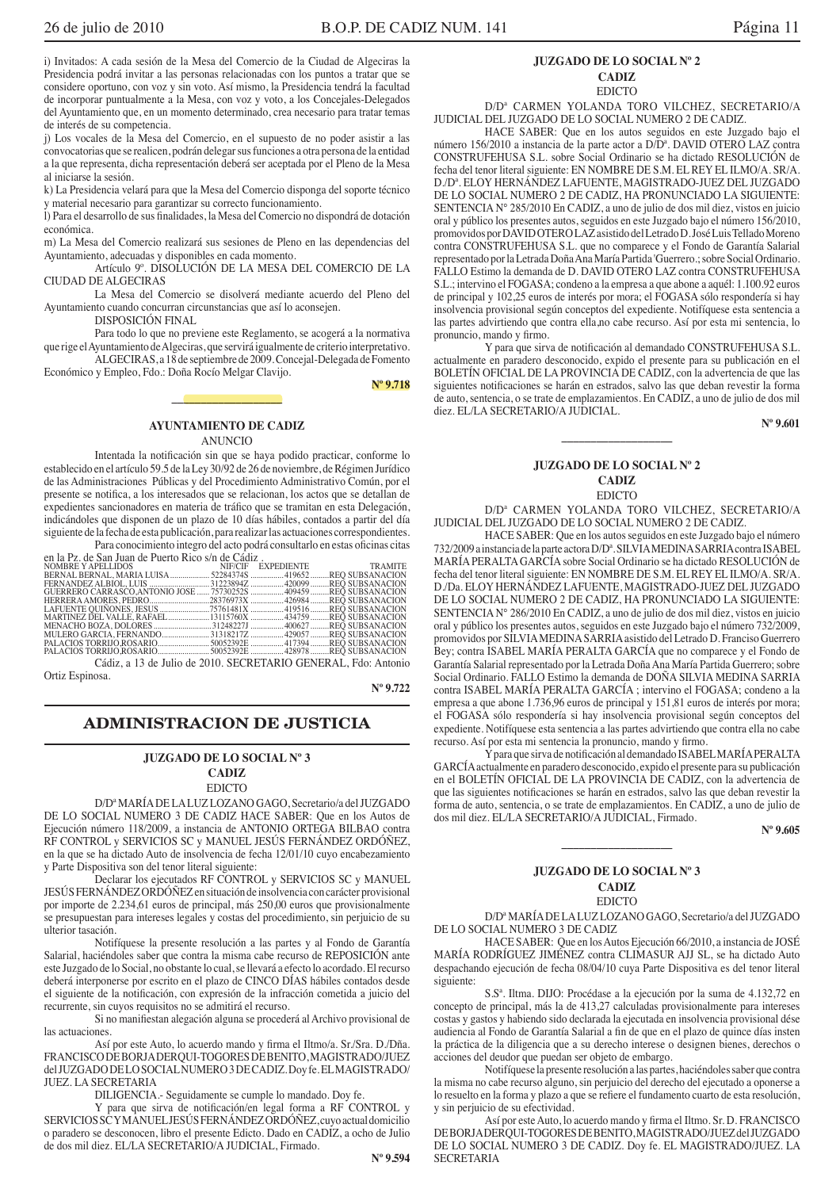i) Invitados: A cada sesión de la Mesa del Comercio de la Ciudad de Algeciras la Presidencia podrá invitar a las personas relacionadas con los puntos a tratar que se considere oportuno, con voz y sin voto. Así mismo, la Presidencia tendrá la facultad de incorporar puntualmente a la Mesa, con voz y voto, a los Concejales-Delegados del Ayuntamiento que, en un momento determinado, crea necesario para tratar temas de interés de su competencia.

j) Los vocales de la Mesa del Comercio, en el supuesto de no poder asistir a las convocatorias que se realicen, podrán delegar sus funciones a otra persona de la entidad a la que representa, dicha representación deberá ser aceptada por el Pleno de la Mesa al iniciarse la sesión.

k) La Presidencia velará para que la Mesa del Comercio disponga del soporte técnico y material necesario para garantizar su correcto funcionamiento.

l) Para el desarrollo de sus finalidades, la Mesa del Comercio no dispondrá de dotación económica.

m) La Mesa del Comercio realizará sus sesiones de Pleno en las dependencias del Ayuntamiento, adecuadas y disponibles en cada momento.

Artículo 9º. DISOLUCIÓN DE LA MESA DEL COMERCIO DE LA CIUDAD DE ALGECIRAS

La Mesa del Comercio se disolverá mediante acuerdo del Pleno del Ayuntamiento cuando concurran circunstancias que así lo aconsejen.

DISPOSICIÓN FINAL

Para todo lo que no previene este Reglamento, se acogerá a la normativa que rige el Ayuntamiento de Algeciras, que servirá igualmente de criterio interpretativo.

ALGECIRAS, a 18 de septiembre de 2009. Concejal-Delegada de Fomento Económico y Empleo, Fdo.: Doña Rocío Melgar Clavijo.

**Nº 9.718**

---

### AYUNTAMIENTO DE CADIZ

ANUNCIO

Intentada la notificación sin que se haya podido practicar, conforme lo establecido en el artículo 59.5 de la Ley 30/92 de 26 de noviembre, de Régimen Jurídico de las Administraciones Públicas y del Procedimiento Administrativo Común, por el presente se notifica, a los interesados que se relacionan, los actos que se detallan de expedientes sancionadores en materia de tráfico que se tramitan en esta Delegación, indicándoles que disponen de un plazo de 10 días hábiles, contados a partir del día siguiente de la fecha de esta publicación, para realizar las actuaciones correspondientes.

Para conocimiento integro del acto podrá consultarlo en estas oficinas citas en la Pz. de San Juan de Puerto Rico s/n de Cádiz .

| NOMBRE Y APELLIDOS | NIF/CIF | EXPEDIENTE | TRAMITE |
|---|---|---|---|
| BERNAL BERNAL, MARIA LUISA | 52284374S | 419652 | REQ SUBSANACION |
| FERNANDEZ ALBIOL, LUIS | 31223894Z | 420099 | REQ SUBSANACION |
| GUERRERO CARRASCO,ANTONIO JOSE | 75730252S | 409459 | REQ SUBSANACION |
| HERRERA AMORES, PEDRO | 28376973X | 426984 | REQ SUBSANACION |
| LAFUENTE QUIÑONES, JESUS | 75761481X | 419516 | REQ SUBSANACION |
| MARTINEZ DEL VALLE, RAFAEL | 13115760X | 434759 | REQ SUBSANACION |
| MENACHO BOZA, DOLORES | 31248227J | 400627 | REQ SUBSANACION |
| MULERO GARCIA, FERNANDO | 31318217Z | 429057 | REQ SUBSANACION |
| PALACIOS TORRIJO,ROSARIO | 50052392E | 417394 | REQ SUBSANACION |
| PALACIOS TORRIJO,ROSARIO | 50052392E | 428978 | REQ SUBSANACION |

Cádiz, a 13 de Julio de 2010. SECRETARIO GENERAL, Fdo: Antonio Ortiz Espinosa.

**Nº 9.722**

---

## ADMINISTRACION DE JUSTICIA

### JUZGADO DE LO SOCIAL Nº 3
### CADIZ

EDICTO

D/Dª MARÍA DE LA LUZ LOZANO GAGO, Secretario/a del JUZGADO DE LO SOCIAL NUMERO 3 DE CADIZ HACE SABER: Que en los Autos de Ejecución número 118/2009, a instancia de ANTONIO ORTEGA BILBAO contra RF CONTROL y SERVICIOS SC y MANUEL JESÚS FERNÁNDEZ ORDÓÑEZ, en la que se ha dictado Auto de insolvencia de fecha 12/01/10 cuyo encabezamiento y Parte Dispositiva son del tenor literal siguiente:

Declarar los ejecutados RF CONTROL y SERVICIOS SC y MANUEL JESÚS FERNÁNDEZ ORDÓÑEZ en situación de insolvencia con carácter provisional por importe de 2.234,61 euros de principal, más 250,00 euros que provisionalmente se presupuestan para intereses legales y costas del procedimiento, sin perjuicio de su ulterior tasación.

Notifíquese la presente resolución a las partes y al Fondo de Garantía Salarial, haciéndoles saber que contra la misma cabe recurso de REPOSICIÓN ante este Juzgado de lo Social, no obstante lo cual, se llevará a efecto lo acordado. El recurso deberá interponerse por escrito en el plazo de CINCO DÍAS hábiles contados desde el siguiente de la notificación, con expresión de la infracción cometida a juicio del recurrente, sin cuyos requisitos no se admitirá el recurso.

Si no manifiestan alegación alguna se procederá al Archivo provisional de las actuaciones.

Así por este Auto, lo acuerdo mando y firma el Iltmo/a. Sr./Sra. D./Dña. FRANCISCO DE BORJA DERQUI-TOGORES DE BENITO, MAGISTRADO/JUEZ del JUZGADO DE LO SOCIAL NUMERO 3 DE CADIZ. Doy fe. EL MAGISTRADO/JUEZ. LA SECRETARIA

DILIGENCIA.- Seguidamente se cumple lo mandado. Doy fe.

Y para que sirva de notificación/en legal forma a RF CONTROL y SERVICIOS SC Y MANUEL JESÚS FERNÁNDEZ ORDÓÑEZ, cuyo actual domicilio o paradero se desconocen, libro el presente Edicto. Dado en CADIZ, a ocho de Julio de dos mil diez. EL/LA SECRETARIO/A JUDICIAL, Firmado.

**Nº 9.594**

---

### JUZGADO DE LO SOCIAL Nº 2
### CADIZ

EDICTO

D/Dª CARMEN YOLANDA TORO VILCHEZ, SECRETARIO/A JUDICIAL DEL JUZGADO DE LO SOCIAL NUMERO 2 DE CADIZ.

HACE SABER: Que en los autos seguidos en este Juzgado bajo el número 156/2010 a instancia de la parte actor a D/Dª. DAVID OTERO LAZ contra CONSTRUFEHUSA S.L. sobre Social Ordinario se ha dictado RESOLUCIÓN de fecha del tenor literal siguiente: EN NOMBRE DE S.M. EL REY EL ILMO/A. SR/A. D./Dª. ELOY HERNÁNDEZ LAFUENTE, MAGISTRADO-JUEZ DEL JUZGADO DE LO SOCIAL NUMERO 2 DE CADIZ, HA PRONUNCIADO LA SIGUIENTE: SENTENCIA N° 285/2010 En CADIZ, a uno de julio de dos mil diez, vistos en juicio oral y público los presentes autos, seguidos en este Juzgado bajo el número 156/2010, promovidos por DAVID OTERO LAZ asistido del Letrado D. José Luis Tellado Moreno contra CONSTRUFEHUSA S.L. que no comparece y el Fondo de Garantía Salarial representado por la Letrada Doña Ana María Partida 'Guerrero.; sobre Social Ordinario. FALLO Estimo la demanda de D. DAVID OTERO LAZ contra CONSTRUFEHUSA S.L.; intervino el FOGASA; condeno a la empresa a que abone a aquél: 1.100.92 euros de principal y 102,25 euros de interés por mora; el FOGASA sólo respondería si hay insolvencia provisional según conceptos del expediente. Notifíquese esta sentencia a las partes advirtiendo que contra ella,no cabe recurso. Así por esta mi sentencia, lo pronuncio, mando y firmo.

Y para que sirva de notificación al demandado CONSTRUFEHUSA S.L. actualmente en paradero desconocido, expido el presente para su publicación en el BOLETÍN OFICIAL DE LA PROVINCIA DE CADIZ, con la advertencia de que las siguientes notificaciones se harán en estrados, salvo las que deban revestir la forma de auto, sentencia, o se trate de emplazamientos. En CADIZ, a uno de julio de dos mil diez. EL/LA SECRETARIO/A JUDICIAL.

**Nº 9.601**

---

### JUZGADO DE LO SOCIAL Nº 2
### CADIZ

EDICTO

D/Dª CARMEN YOLANDA TORO VILCHEZ, SECRETARIO/A JUDICIAL DEL JUZGADO DE LO SOCIAL NUMERO 2 DE CADIZ.

HACE SABER: Que en los autos seguidos en este Juzgado bajo el número 732/2009 a instancia de la parte actora D/Dª. SILVIA MEDINA SARRIA contra ISABEL MARÍA PERALTA GARCÍA sobre Social Ordinario se ha dictado RESOLUCIÓN de fecha del tenor literal siguiente: EN NOMBRE DE S.M. EL REY EL ILMO/A. SR/A. D./Da. ELOY HERNÁNDEZ LAFUENTE, MAGISTRADO-JUEZ DEL JUZGADO DE LO SOCIAL NUMERO 2 DE CADIZ, HA PRONUNCIADO LA SIGUIENTE: SENTENCIA N° 286/2010 En CADIZ, a uno de julio de dos mil diez, vistos en juicio oral y público los presentes autos, seguidos en este Juzgado bajo el número 732/2009, promovidos por SILVIA MEDINA SARRIA asistido del Letrado D. Francisco Guerrero Bey; contra ISABEL MARÍA PERALTA GARCÍA que no comparece y el Fondo de Garantía Salarial representado por la Letrada Doña Ana María Partida Guerrero; sobre Social Ordinario. FALLO Estimo la demanda de DOÑA SILVIA MEDINA SARRIA contra ISABEL MARÍA PERALTA GARCÍA ; intervino el FOGASA; condeno a la empresa a que abone 1.736,96 euros de principal y 151,81 euros de interés por mora; el FOGASA sólo respondería si hay insolvencia provisional según conceptos del expediente. Notifíquese esta sentencia a las partes advirtiendo que contra ella no cabe recurso. Así por esta mi sentencia la pronuncio, mando y firmo.

Y para que sirva de notificación al demandado ISABEL MARÍA PERALTA GARCÍA actualmente en paradero desconocido, expido el presente para su publicación en el BOLETÍN OFICIAL DE LA PROVINCIA DE CADIZ, con la advertencia de que las siguientes notificaciones se harán en estrados, salvo las que deban revestir la forma de auto, sentencia, o se trate de emplazamientos. En CADIZ, a uno de julio de dos mil diez. EL/LA SECRETARIO/A JUDICIAL, Firmado.

**Nº 9.605**

---

### JUZGADO DE LO SOCIAL Nº 3
### CADIZ

EDICTO

D/Dª MARÍA DE LA LUZ LOZANO GAGO, Secretario/a del JUZGADO DE LO SOCIAL NUMERO 3 DE CADIZ

HACE SABER: Que en los Autos Ejecución 66/2010, a instancia de JOSÉ MARÍA RODRÍGUEZ JIMÉNEZ contra CLIMASUR AJJ SL, se ha dictado Auto despachando ejecución de fecha 08/04/10 cuya Parte Dispositiva es del tenor literal siguiente:

S.Sª. Iltma. DIJO: Procédase a la ejecución por la suma de 4.132,72 en concepto de principal, más la de 413,27 calculadas provisionalmente para intereses costas y gastos y habiendo sido declarada la ejecutada en insolvencia provisional dése audiencia al Fondo de Garantía Salarial a fin de que en el plazo de quince días insten la práctica de la diligencia que a su derecho interese o designen bienes, derechos o acciones del deudor que puedan ser objeto de embargo.

Notifíquese la presente resolución a las partes, haciéndoles saber que contra la misma no cabe recurso alguno, sin perjuicio del derecho del ejecutado a oponerse a lo resuelto en la forma y plazo a que se refiere el fundamento cuarto de esta resolución, y sin perjuicio de su efectividad.

Así por este Auto, lo acuerdo mando y firma el Iltmo. Sr. D. FRANCISCO DE BORJA DERQUI-TOGORES DE BENITO, MAGISTRADO/JUEZ del JUZGADO DE LO SOCIAL NUMERO 3 DE CADIZ. Doy fe. EL MAGISTRADO/JUEZ. LA SECRETARIA